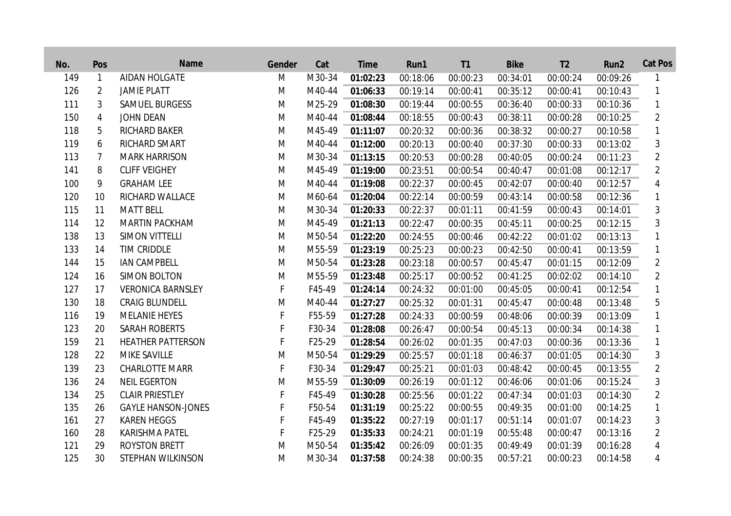| No. | Pos | Name | Gender | Cat | Time | Run1 | T1 | Bike | T2 | Run2 | Cat Pos |
|---|---|---|---|---|---|---|---|---|---|---|---|
| 149 | 1 | AIDAN HOLGATE | M | M30-34 | **01:02:23** | 00:18:06 | 00:00:23 | 00:34:01 | 00:00:24 | 00:09:26 | 1 |
| 126 | 2 | JAMIE PLATT | M | M40-44 | **01:06:33** | 00:19:14 | 00:00:41 | 00:35:12 | 00:00:41 | 00:10:43 | 1 |
| 111 | 3 | SAMUEL BURGESS | M | M25-29 | **01:08:30** | 00:19:44 | 00:00:55 | 00:36:40 | 00:00:33 | 00:10:36 | 1 |
| 150 | 4 | JOHN DEAN | M | M40-44 | **01:08:44** | 00:18:55 | 00:00:43 | 00:38:11 | 00:00:28 | 00:10:25 | 2 |
| 118 | 5 | RICHARD BAKER | M | M45-49 | **01:11:07** | 00:20:32 | 00:00:36 | 00:38:32 | 00:00:27 | 00:10:58 | 1 |
| 119 | 6 | RICHARD SMART | M | M40-44 | **01:12:00** | 00:20:13 | 00:00:40 | 00:37:30 | 00:00:33 | 00:13:02 | 3 |
| 113 | 7 | MARK HARRISON | M | M30-34 | **01:13:15** | 00:20:53 | 00:00:28 | 00:40:05 | 00:00:24 | 00:11:23 | 2 |
| 141 | 8 | CLIFF VEIGHEY | M | M45-49 | **01:19:00** | 00:23:51 | 00:00:54 | 00:40:47 | 00:01:08 | 00:12:17 | 2 |
| 100 | 9 | GRAHAM LEE | M | M40-44 | **01:19:08** | 00:22:37 | 00:00:45 | 00:42:07 | 00:00:40 | 00:12:57 | 4 |
| 120 | 10 | RICHARD WALLACE | M | M60-64 | **01:20:04** | 00:22:14 | 00:00:59 | 00:43:14 | 00:00:58 | 00:12:36 | 1 |
| 115 | 11 | MATT BELL | M | M30-34 | **01:20:33** | 00:22:37 | 00:01:11 | 00:41:59 | 00:00:43 | 00:14:01 | 3 |
| 114 | 12 | MARTIN PACKHAM | M | M45-49 | **01:21:13** | 00:22:47 | 00:00:35 | 00:45:11 | 00:00:25 | 00:12:15 | 3 |
| 138 | 13 | SIMON VITTELLI | M | M50-54 | **01:22:20** | 00:24:55 | 00:00:46 | 00:42:22 | 00:01:02 | 00:13:13 | 1 |
| 133 | 14 | TIM CRIDDLE | M | M55-59 | **01:23:19** | 00:25:23 | 00:00:23 | 00:42:50 | 00:00:41 | 00:13:59 | 1 |
| 144 | 15 | IAN CAMPBELL | M | M50-54 | **01:23:28** | 00:23:18 | 00:00:57 | 00:45:47 | 00:01:15 | 00:12:09 | 2 |
| 124 | 16 | SIMON BOLTON | M | M55-59 | **01:23:48** | 00:25:17 | 00:00:52 | 00:41:25 | 00:02:02 | 00:14:10 | 2 |
| 127 | 17 | VERONICA BARNSLEY | F | F45-49 | **01:24:14** | 00:24:32 | 00:01:00 | 00:45:05 | 00:00:41 | 00:12:54 | 1 |
| 130 | 18 | CRAIG BLUNDELL | M | M40-44 | **01:27:27** | 00:25:32 | 00:01:31 | 00:45:47 | 00:00:48 | 00:13:48 | 5 |
| 116 | 19 | MELANIE HEYES | F | F55-59 | **01:27:28** | 00:24:33 | 00:00:59 | 00:48:06 | 00:00:39 | 00:13:09 | 1 |
| 123 | 20 | SARAH ROBERTS | F | F30-34 | **01:28:08** | 00:26:47 | 00:00:54 | 00:45:13 | 00:00:34 | 00:14:38 | 1 |
| 159 | 21 | HEATHER PATTERSON | F | F25-29 | **01:28:54** | 00:26:02 | 00:01:35 | 00:47:03 | 00:00:36 | 00:13:36 | 1 |
| 128 | 22 | MIKE SAVILLE | M | M50-54 | **01:29:29** | 00:25:57 | 00:01:18 | 00:46:37 | 00:01:05 | 00:14:30 | 3 |
| 139 | 23 | CHARLOTTE MARR | F | F30-34 | **01:29:47** | 00:25:21 | 00:01:03 | 00:48:42 | 00:00:45 | 00:13:55 | 2 |
| 136 | 24 | NEIL EGERTON | M | M55-59 | **01:30:09** | 00:26:19 | 00:01:12 | 00:46:06 | 00:01:06 | 00:15:24 | 3 |
| 134 | 25 | CLAIR PRIESTLEY | F | F45-49 | **01:30:28** | 00:25:56 | 00:01:22 | 00:47:34 | 00:01:03 | 00:14:30 | 2 |
| 135 | 26 | GAYLE HANSON-JONES | F | F50-54 | **01:31:19** | 00:25:22 | 00:00:55 | 00:49:35 | 00:01:00 | 00:14:25 | 1 |
| 161 | 27 | KAREN HEGGS | F | F45-49 | **01:35:22** | 00:27:19 | 00:01:17 | 00:51:14 | 00:01:07 | 00:14:23 | 3 |
| 160 | 28 | KARISHMA PATEL | F | F25-29 | **01:35:33** | 00:24:21 | 00:01:19 | 00:55:48 | 00:00:47 | 00:13:16 | 2 |
| 121 | 29 | ROYSTON BRETT | M | M50-54 | **01:35:42** | 00:26:09 | 00:01:35 | 00:49:49 | 00:01:39 | 00:16:28 | 4 |
| 125 | 30 | STEPHAN WILKINSON | M | M30-34 | **01:37:58** | 00:24:38 | 00:00:35 | 00:57:21 | 00:00:23 | 00:14:58 | 4 |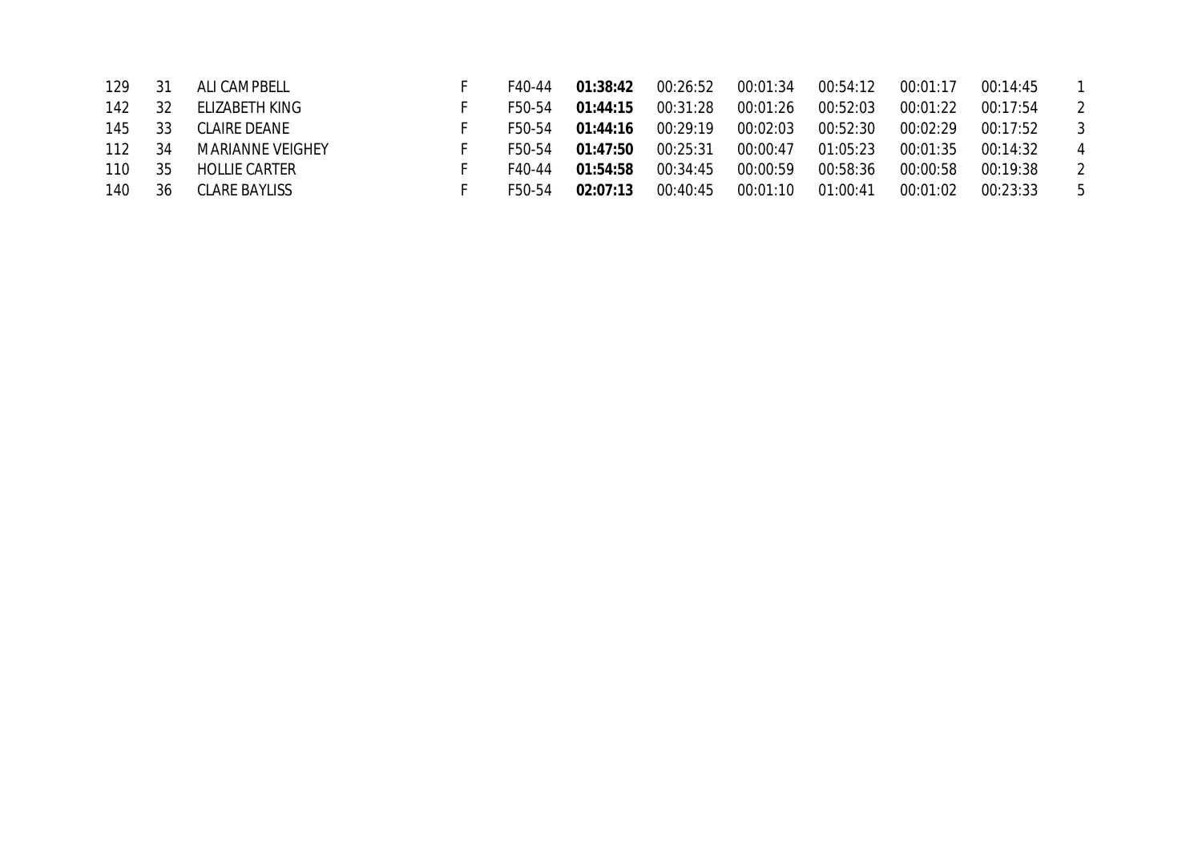| | | | | | | | | | | | |
|---|---|---|---|---|---|---|---|---|---|---|---|
| 129 | 31 | ALI CAMPBELL | F | F40-44 | **01:38:42** | 00:26:52 | 00:01:34 | 00:54:12 | 00:01:17 | 00:14:45 | 1 |
| 142 | 32 | ELIZABETH KING | F | F50-54 | **01:44:15** | 00:31:28 | 00:01:26 | 00:52:03 | 00:01:22 | 00:17:54 | 2 |
| 145 | 33 | CLAIRE DEANE | F | F50-54 | **01:44:16** | 00:29:19 | 00:02:03 | 00:52:30 | 00:02:29 | 00:17:52 | 3 |
| 112 | 34 | MARIANNE VEIGHEY | F | F50-54 | **01:47:50** | 00:25:31 | 00:00:47 | 01:05:23 | 00:01:35 | 00:14:32 | 4 |
| 110 | 35 | HOLLIE CARTER | F | F40-44 | **01:54:58** | 00:34:45 | 00:00:59 | 00:58:36 | 00:00:58 | 00:19:38 | 2 |
| 140 | 36 | CLARE BAYLISS | F | F50-54 | **02:07:13** | 00:40:45 | 00:01:10 | 01:00:41 | 00:01:02 | 00:23:33 | 5 |